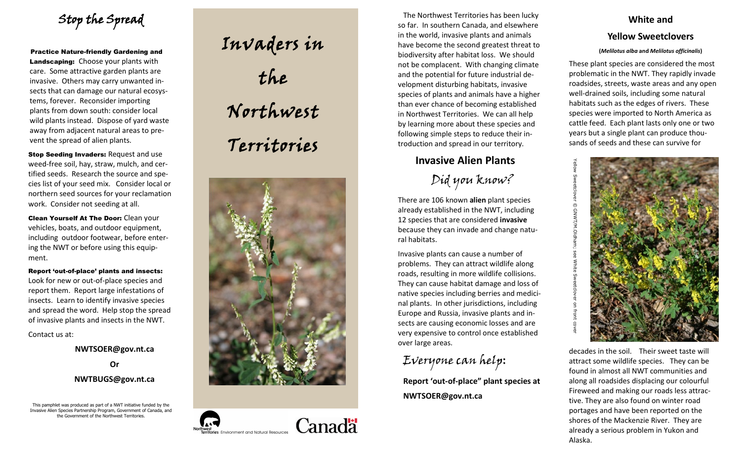# Stop the Spread

**Practice Nature-friendly Gardening and Landscaping:** Choose your plants with care. Some attractive garden plants are invasive. Others may carry unwanted insects that can damage our natural ecosystems, forever. Reconsider importing plants from down south: consider local wild plants instead. Dispose of yard waste away from adjacent natural areas to prevent the spread of alien plants.

**Stop Seeding Invaders:** Request and use weed-free soil, hay, straw, mulch, and certified seeds. Research the source and species list of your seed mix. Consider local or northern seed sources for your reclamation work. Consider not seeding at all.

**Clean Yourself At The Door:** Clean your vehicles, boats, and outdoor equipment, including outdoor footwear, before entering the NWT or before using this equipment.

**Report 'out-of-place' plants and insects:** Look for new or out-of-place species and report them. Report large infestations of insects. Learn to identify invasive species and spread the word. Help stop the spread of invasive plants and insects in the NWT.

Contact us at:

**NWTSOER@gov.nt.ca**

**Or**

**NWTBUGS@gov.nt.ca**

This pamphlet was produced as part of a NWT initiative funded by the Invasive Alien Species Partnership Program, Government of Canada, and the Government of the Northwest Territories.

# Invaders in the Northwest Territories

Northwest Territories Environment and Natural Resources

Canada

The Northwest Territories has been lucky so far. In southern Canada, and elsewhere in the world, invasive plants and animals have become the second greatest threat to biodiversity after habitat loss. We should not be complacent. With changing climate and the potential for future industrial development disturbing habitats, invasive species of plants and animals have a higher than ever chance of becoming established in Northwest Territories. We can all help by learning more about these species and following simple steps to reduce their introduction and spread in our territory.

## Invasive Alien Plants

### Did you know?

There are 106 known **alien** plant species already established in the NWT, including 12 species that are considered **invasive** because they can invade and change natural habitats.

Invasive plants can cause a number of problems. They can attract wildlife along roads, resulting in more wildlife collisions. They can cause habitat damage and loss of native species including berries and medicinal plants. In other jurisdictions, including Europe and Russia, invasive plants and insects are causing economic losses and are very expensive to control once established over large areas.

### Everyone can help:

**Report 'out-of-place" plant species at NWTSOER@gov.nt.ca**

## White and Yellow Sweetclovers

**(*Melilotus alba* and *Melilotus officinalis*)**

These plant species are considered the most problematic in the NWT. They rapidly invade roadsides, streets, waste areas and any open well-drained soils, including some natural habitats such as the edges of rivers. These species were imported to North America as cattle feed. Each plant lasts only one or two years but a single plant can produce thousands of seeds and these can survive for decades in the soil. Their sweet taste will attract some wildlife species. They can be found in almost all NWT communities and along all roadsides displacing our colourful Fireweed and making our roads less attractive. They are also found on winter road portages and have been reported on the shores of the Mackenzie River. They are already a serious problem in Yukon and Alaska.

Yellow Sweetclover © GNWT/M.Oldham; see White Sweetclover on front cover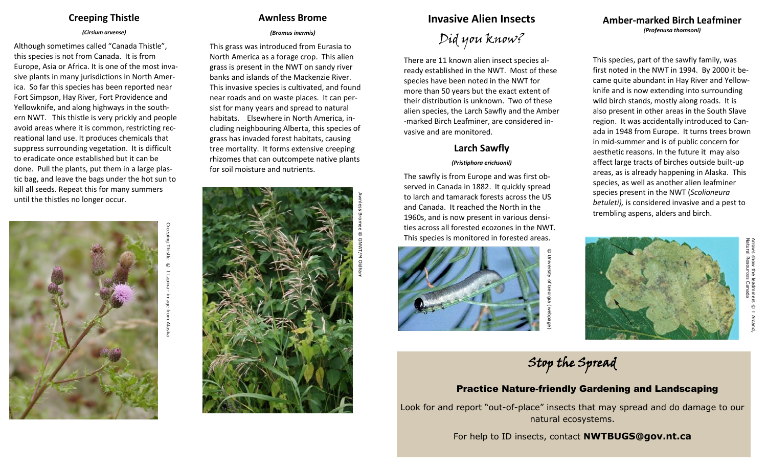## Creeping Thistle

***(Cirsium arvense)***

Although sometimes called "Canada Thistle", this species is not from Canada. It is from Europe, Asia or Africa. It is one of the most invasive plants in many jurisdictions in North America. So far this species has been reported near Fort Simpson, Hay River, Fort Providence and Yellowknife, and along highways in the southern NWT. This thistle is very prickly and people avoid areas where it is common, restricting recreational land use. It produces chemicals that suppress surrounding vegetation. It is difficult to eradicate once established but it can be done. Pull the plants, put them in a large plastic bag, and leave the bags under the hot sun to kill all seeds. Repeat this for many summers until the thistles no longer occur.

Creeping Thistle © I Lapina - image from Alaska

## Awnless Brome

***(Bromus inermis)***

This grass was introduced from Eurasia to North America as a forage crop. This alien grass is present in the NWT on sandy river banks and islands of the Mackenzie River. This invasive species is cultivated, and found near roads and on waste places. It can persist for many years and spread to natural habitats. Elsewhere in North America, including neighbouring Alberta, this species of grass has invaded forest habitats, causing tree mortality. It forms extensive creeping rhizomes that can outcompete native plants for soil moisture and nutrients.

Awnless Brome © GNWT/M Oldham

## Invasive Alien Insects

*Did you know?*

There are 11 known alien insect species already established in the NWT. Most of these species have been noted in the NWT for more than 50 years but the exact extent of their distribution is unknown. Two of these alien species, the Larch Sawfly and the Amber-marked Birch Leafminer, are considered invasive and are monitored.

### Larch Sawfly

***(Pristiphora erichsonii)***

The sawfly is from Europe and was first observed in Canada in 1882. It quickly spread to larch and tamarack forests across the US and Canada. It reached the North in the 1960s, and is now present in various densities across all forested ecozones in the NWT. This species is monitored in forested areas.

© University of Georgia (webpage)

## Amber-marked Birch Leafminer

***(Profenusa thomsoni)***

This species, part of the sawfly family, was first noted in the NWT in 1994. By 2000 it became quite abundant in Hay River and Yellowknife and is now extending into surrounding wild birch stands, mostly along roads. It is also present in other areas in the South Slave region. It was accidentally introduced to Canada in 1948 from Europe. It turns trees brown in mid-summer and is of public concern for aesthetic reasons. In the future it may also affect large tracts of birches outside built-up areas, as is already happening in Alaska. This species, as well as another alien leafminer species present in the NWT (*Scolioneura betuleti*), is considered invasive and a pest to trembling aspens, alders and birch.

Arrows show the leafminers © T Arcand, Natural Resources Canada

## *Stop the Spread*

### Practice Nature-friendly Gardening and Landscaping

Look for and report "out-of-place" insects that may spread and do damage to our natural ecosystems.

For help to ID insects, contact **NWTBUGS@gov.nt.ca**